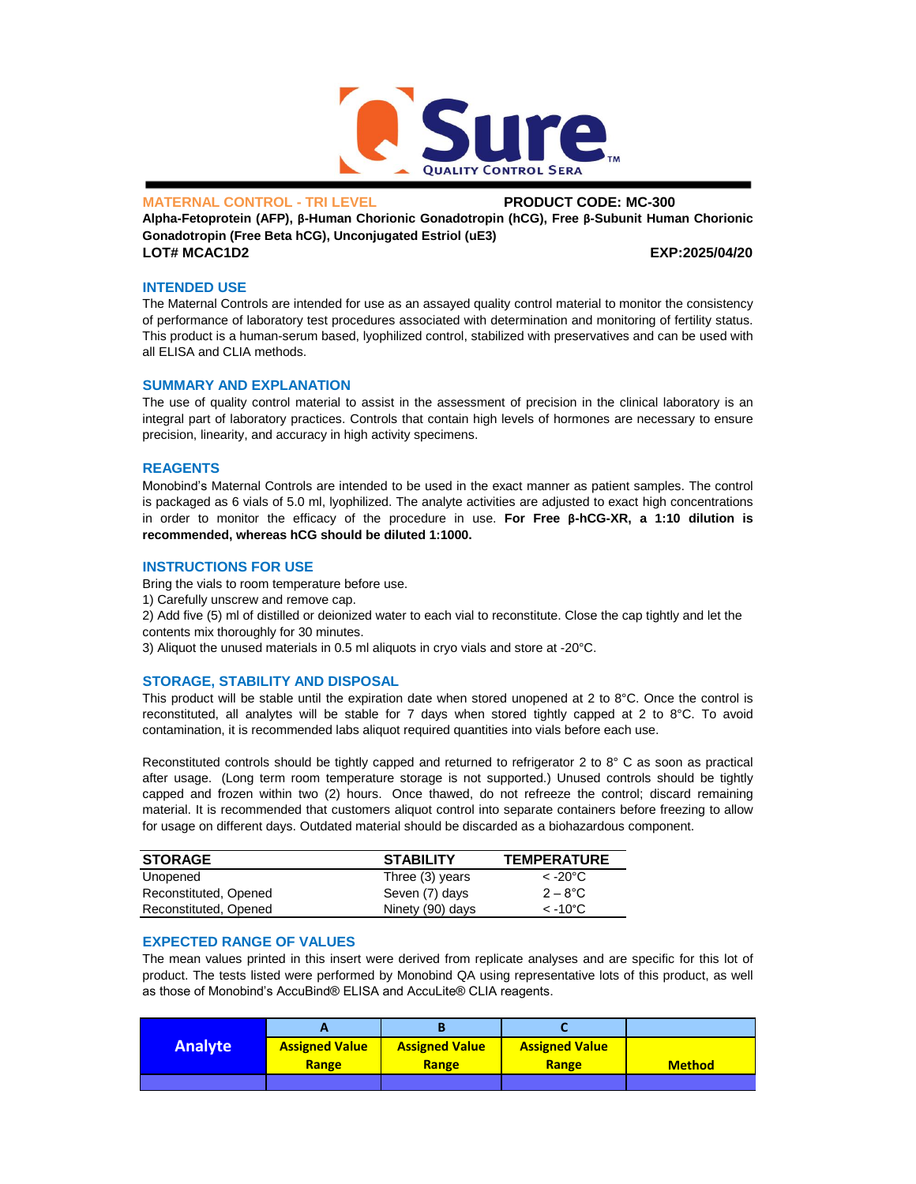# QSure

QUALITY CONTROL SERA

**MATERNAL CONTROL - TRI LEVEL** **PRODUCT CODE: MC-300**

**Alpha-Fetoprotein (AFP), β-Human Chorionic Gonadotropin (hCG), Free β-Subunit Human Chorionic Gonadotropin (Free Beta hCG), Unconjugated Estriol (uE3)**

**LOT# MCAC1D2** **EXP:2025/04/20**

## INTENDED USE

The Maternal Controls are intended for use as an assayed quality control material to monitor the consistency of performance of laboratory test procedures associated with determination and monitoring of fertility status. This product is a human-serum based, lyophilized control, stabilized with preservatives and can be used with all ELISA and CLIA methods.

## SUMMARY AND EXPLANATION

The use of quality control material to assist in the assessment of precision in the clinical laboratory is an integral part of laboratory practices. Controls that contain high levels of hormones are necessary to ensure precision, linearity, and accuracy in high activity specimens.

## REAGENTS

Monobind's Maternal Controls are intended to be used in the exact manner as patient samples. The control is packaged as 6 vials of 5.0 ml, lyophilized. The analyte activities are adjusted to exact high concentrations in order to monitor the efficacy of the procedure in use. **For Free β-hCG-XR, a 1:10 dilution is recommended, whereas hCG should be diluted 1:1000.**

## INSTRUCTIONS FOR USE

Bring the vials to room temperature before use.

1) Carefully unscrew and remove cap.
2) Add five (5) ml of distilled or deionized water to each vial to reconstitute. Close the cap tightly and let the contents mix thoroughly for 30 minutes.
3) Aliquot the unused materials in 0.5 ml aliquots in cryo vials and store at -20°C.

## STORAGE, STABILITY AND DISPOSAL

This product will be stable until the expiration date when stored unopened at 2 to 8°C. Once the control is reconstituted, all analytes will be stable for 7 days when stored tightly capped at 2 to 8°C. To avoid contamination, it is recommended labs aliquot required quantities into vials before each use.

Reconstituted controls should be tightly capped and returned to refrigerator 2 to 8° C as soon as practical after usage. (Long term room temperature storage is not supported.) Unused controls should be tightly capped and frozen within two (2) hours. Once thawed, do not refreeze the control; discard remaining material. It is recommended that customers aliquot control into separate containers before freezing to allow for usage on different days. Outdated material should be discarded as a biohazardous component.

| STORAGE | STABILITY | TEMPERATURE |
|---|---|---|
| Unopened | Three (3) years | < -20°C |
| Reconstituted, Opened | Seven (7) days | 2 – 8°C |
| Reconstituted, Opened | Ninety (90) days | < -10°C |

## EXPECTED RANGE OF VALUES

The mean values printed in this insert were derived from replicate analyses and are specific for this lot of product. The tests listed were performed by Monobind QA using representative lots of this product, as well as those of Monobind's AccuBind® ELISA and AccuLite® CLIA reagents.

| Analyte | A | B | C | |
|---|---|---|---|---|
| | Assigned Value Range | Assigned Value Range | Assigned Value Range | Method |
| | | | | |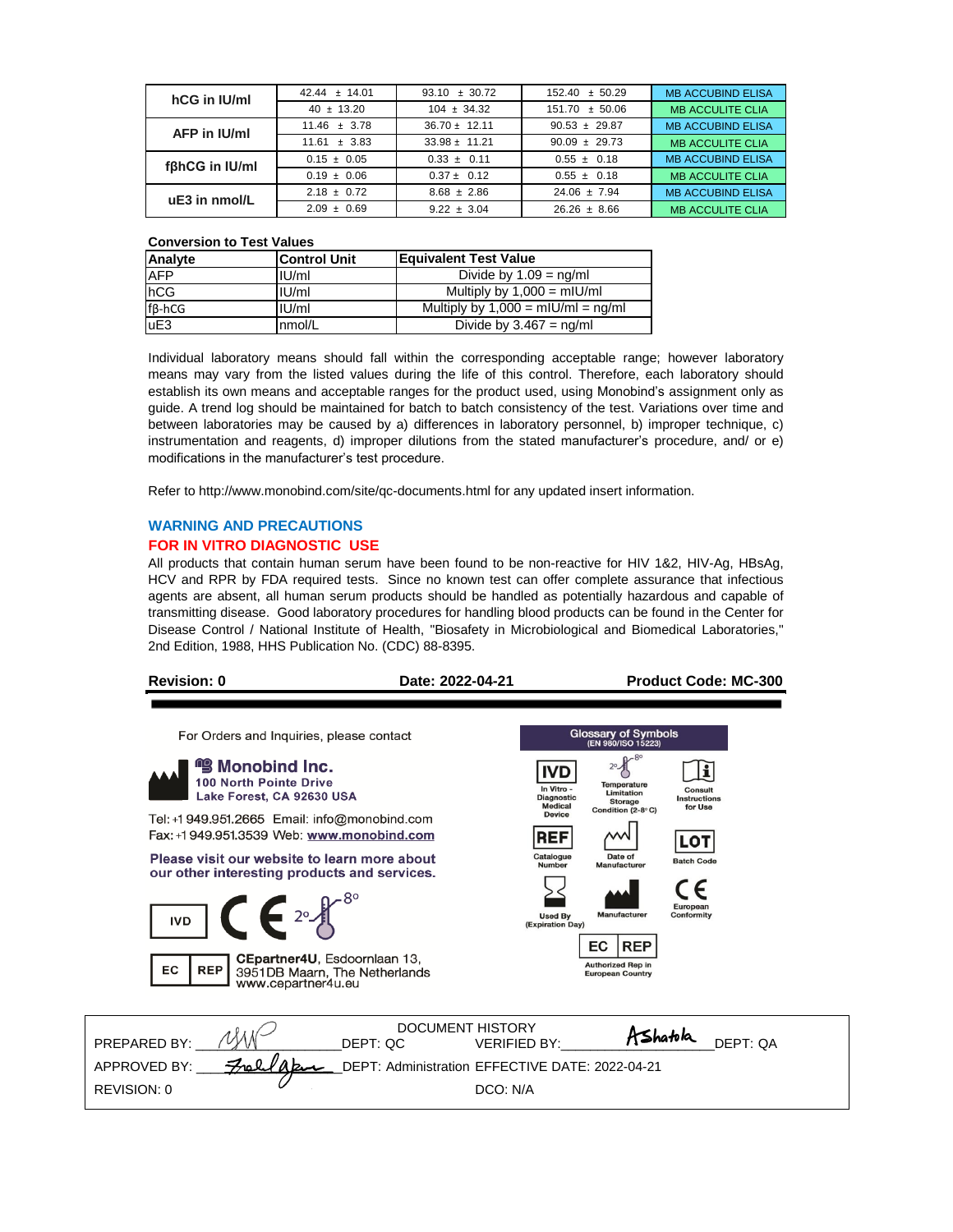| | | | | |
|---|---|---|---|---|
| hCG in IU/ml | 42.44 ± 14.01 | 93.10 ± 30.72 | 152.40 ± 50.29 | MB ACCUBIND ELISA |
| | 40 ± 13.20 | 104 ± 34.32 | 151.70 ± 50.06 | MB ACCULITE CLIA |
| AFP in IU/ml | 11.46 ± 3.78 | 36.70 ± 12.11 | 90.53 ± 29.87 | MB ACCUBIND ELISA |
| | 11.61 ± 3.83 | 33.98 ± 11.21 | 90.09 ± 29.73 | MB ACCULITE CLIA |
| fβhCG in IU/ml | 0.15 ± 0.05 | 0.33 ± 0.11 | 0.55 ± 0.18 | MB ACCUBIND ELISA |
| | 0.19 ± 0.06 | 0.37 ± 0.12 | 0.55 ± 0.18 | MB ACCULITE CLIA |
| uE3 in nmol/L | 2.18 ± 0.72 | 8.68 ± 2.86 | 24.06 ± 7.94 | MB ACCUBIND ELISA |
| | 2.09 ± 0.69 | 9.22 ± 3.04 | 26.26 ± 8.66 | MB ACCULITE CLIA |

**Conversion to Test Values**

| Analyte | Control Unit | Equivalent Test Value |
|---|---|---|
| AFP | IU/ml | Divide by 1.09 = ng/ml |
| hCG | IU/ml | Multiply by 1,000 = mIU/ml |
| fβ-hCG | IU/ml | Multiply by 1,000 = mIU/ml = ng/ml |
| uE3 | nmol/L | Divide by 3.467 = ng/ml |

Individual laboratory means should fall within the corresponding acceptable range; however laboratory means may vary from the listed values during the life of this control. Therefore, each laboratory should establish its own means and acceptable ranges for the product used, using Monobind's assignment only as guide. A trend log should be maintained for batch to batch consistency of the test. Variations over time and between laboratories may be caused by a) differences in laboratory personnel, b) improper technique, c) instrumentation and reagents, d) improper dilutions from the stated manufacturer's procedure, and/ or e) modifications in the manufacturer's test procedure.

Refer to http://www.monobind.com/site/qc-documents.html for any updated insert information.

## WARNING AND PRECAUTIONS

### FOR IN VITRO DIAGNOSTIC USE

All products that contain human serum have been found to be non-reactive for HIV 1&2, HIV-Ag, HBsAg, HCV and RPR by FDA required tests. Since no known test can offer complete assurance that infectious agents are absent, all human serum products should be handled as potentially hazardous and capable of transmitting disease. Good laboratory procedures for handling blood products can be found in the Center for Disease Control / National Institute of Health, "Biosafety in Microbiological and Biomedical Laboratories," 2nd Edition, 1988, HHS Publication No. (CDC) 88-8395.

**Revision: 0** **Date: 2022-04-21** **Product Code: MC-300**

For Orders and Inquiries, please contact

**Monobind Inc.**
**100 North Pointe Drive**
**Lake Forest, CA 92630 USA**

Tel: +1 949.951.2665 Email: info@monobind.com
Fax: +1 949.951.3539 Web: www.monobind.com

**Please visit our website to learn more about our other interesting products and services.**

IVD CE 2°-8°

EC REP CEpartner4U, Esdoornlaan 13, 3951DB Maarn, The Netherlands www.cepartner4u.eu

**Glossary of Symbols** (EN 980/ISO 15223)

- IVD: In Vitro - Diagnostic Medical Device
- Temperature Limitation Storage Condition (2-8° C)
- Consult Instructions for Use
- REF: Catalogue Number
- Date of Manufacturer
- LOT: Batch Code
- Used By (Expiration Day)
- Manufacturer
- CE: European Conformity
- EC REP: Authorized Rep in European Country

DOCUMENT HISTORY

| | | | |
|---|---|---|---|
| PREPARED BY: | DEPT: QC | VERIFIED BY: Ashatola | DEPT: QA |
| APPROVED BY: | DEPT: Administration | EFFECTIVE DATE: 2022-04-21 | |
| REVISION: 0 | | DCO: N/A | |